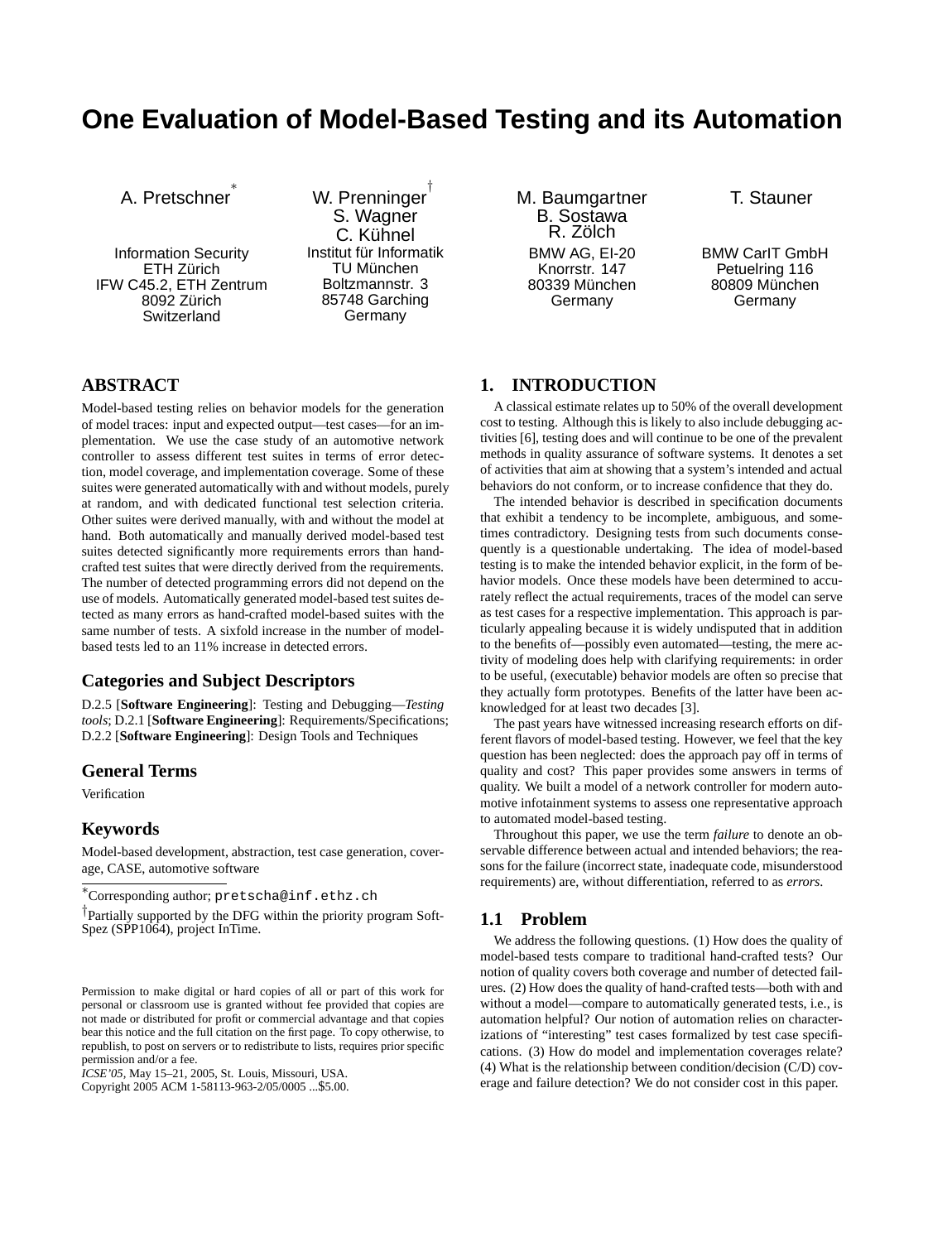# One Evaluation of Model-Based Testing and its Automation

A. Pretschner[*]

Information Security
ETH Zürich
IFW C45.2, ETH Zentrum
8092 Zürich
Switzerland

W. Prenninger[†]
S. Wagner
C. Kühnel

Institut für Informatik
TU München
Boltzmannstr. 3
85748 Garching
Germany

M. Baumgartner
B. Sostawa
R. Zölch

BMW AG, EI-20
Knorrstr. 147
80339 München
Germany

T. Stauner

BMW CarIT GmbH
Petuelring 116
80809 München
Germany

## ABSTRACT

Model-based testing relies on behavior models for the generation of model traces: input and expected output—test cases—for an implementation. We use the case study of an automotive network controller to assess different test suites in terms of error detection, model coverage, and implementation coverage. Some of these suites were generated automatically with and without models, purely at random, and with dedicated functional test selection criteria. Other suites were derived manually, with and without the model at hand. Both automatically and manually derived model-based test suites detected significantly more requirements errors than hand-crafted test suites that were directly derived from the requirements. The number of detected programming errors did not depend on the use of models. Automatically generated model-based test suites detected as many errors as hand-crafted model-based suites with the same number of tests. A sixfold increase in the number of model-based tests led to an 11% increase in detected errors.

### Categories and Subject Descriptors

D.2.5 [**Software Engineering**]: Testing and Debugging—*Testing tools*; D.2.1 [**Software Engineering**]: Requirements/Specifications; D.2.2 [**Software Engineering**]: Design Tools and Techniques

### General Terms

Verification

### Keywords

Model-based development, abstraction, test case generation, coverage, CASE, automotive software

[*]Corresponding author; pretscha@inf.ethz.ch

[†]Partially supported by the DFG within the priority program SoftSpez (SPP1064), project InTime.

Permission to make digital or hard copies of all or part of this work for personal or classroom use is granted without fee provided that copies are not made or distributed for profit or commercial advantage and that copies bear this notice and the full citation on the first page. To copy otherwise, to republish, to post on servers or to redistribute to lists, requires prior specific permission and/or a fee.
*ICSE'05*, May 15–21, 2005, St. Louis, Missouri, USA.
Copyright 2005 ACM 1-58113-963-2/05/0005 ...$5.00.

## 1. INTRODUCTION

A classical estimate relates up to 50% of the overall development cost to testing. Although this is likely to also include debugging activities [6], testing does and will continue to be one of the prevalent methods in quality assurance of software systems. It denotes a set of activities that aim at showing that a system's intended and actual behaviors do not conform, or to increase confidence that they do.

The intended behavior is described in specification documents that exhibit a tendency to be incomplete, ambiguous, and sometimes contradictory. Designing tests from such documents consequently is a questionable undertaking. The idea of model-based testing is to make the intended behavior explicit, in the form of behavior models. Once these models have been determined to accurately reflect the actual requirements, traces of the model can serve as test cases for a respective implementation. This approach is particularly appealing because it is widely undisputed that in addition to the benefits of—possibly even automated—testing, the mere activity of modeling does help with clarifying requirements: in order to be useful, (executable) behavior models are often so precise that they actually form prototypes. Benefits of the latter have been acknowledged for at least two decades [3].

The past years have witnessed increasing research efforts on different flavors of model-based testing. However, we feel that the key question has been neglected: does the approach pay off in terms of quality and cost? This paper provides some answers in terms of quality. We built a model of a network controller for modern automotive infotainment systems to assess one representative approach to automated model-based testing.

Throughout this paper, we use the term *failure* to denote an observable difference between actual and intended behaviors; the reasons for the failure (incorrect state, inadequate code, misunderstood requirements) are, without differentiation, referred to as *errors*.

### 1.1 Problem

We address the following questions. (1) How does the quality of model-based tests compare to traditional hand-crafted tests? Our notion of quality covers both coverage and number of detected failures. (2) How does the quality of hand-crafted tests—both with and without a model—compare to automatically generated tests, i.e., is automation helpful? Our notion of automation relies on characterizations of "interesting" test cases formalized by test case specifications. (3) How do model and implementation coverages relate? (4) What is the relationship between condition/decision (C/D) coverage and failure detection? We do not consider cost in this paper.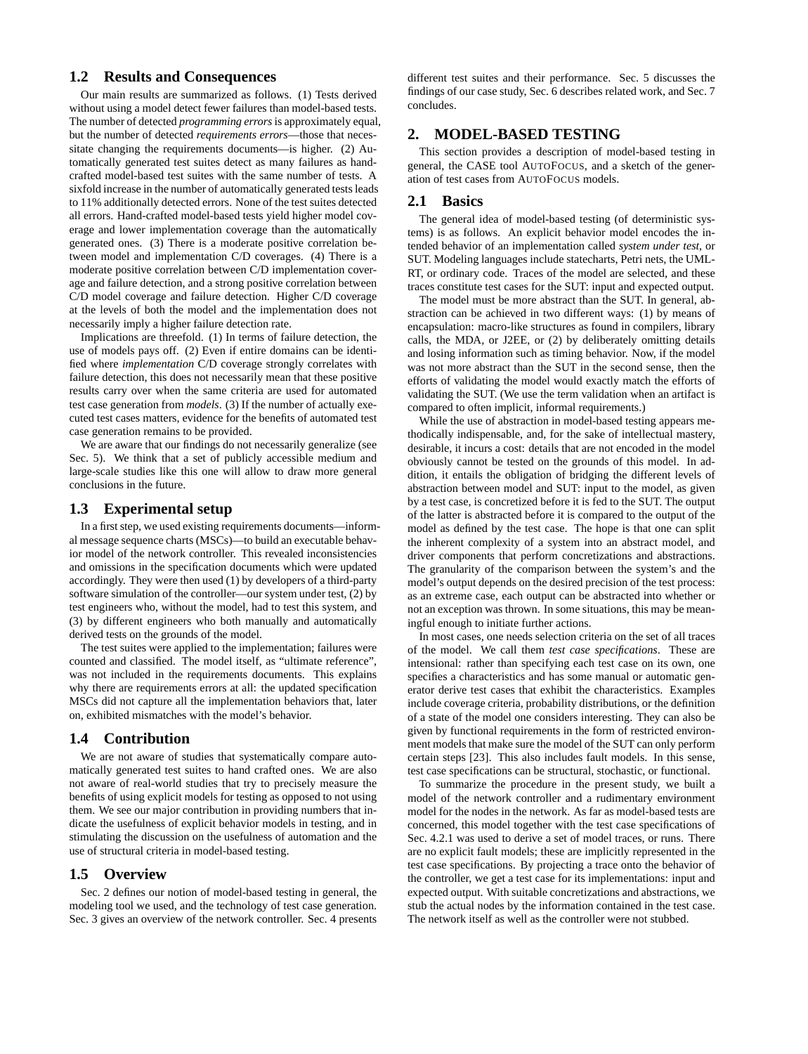## 1.2 Results and Consequences

Our main results are summarized as follows. (1) Tests derived without using a model detect fewer failures than model-based tests. The number of detected *programming errors* is approximately equal, but the number of detected *requirements errors*—those that necessitate changing the requirements documents—is higher. (2) Automatically generated test suites detect as many failures as hand-crafted model-based test suites with the same number of tests. A sixfold increase in the number of automatically generated tests leads to 11% additionally detected errors. None of the test suites detected all errors. Hand-crafted model-based tests yield higher model coverage and lower implementation coverage than the automatically generated ones. (3) There is a moderate positive correlation between model and implementation C/D coverages. (4) There is a moderate positive correlation between C/D implementation coverage and failure detection, and a strong positive correlation between C/D model coverage and failure detection. Higher C/D coverage at the levels of both the model and the implementation does not necessarily imply a higher failure detection rate.

Implications are threefold. (1) In terms of failure detection, the use of models pays off. (2) Even if entire domains can be identified where *implementation* C/D coverage strongly correlates with failure detection, this does not necessarily mean that these positive results carry over when the same criteria are used for automated test case generation from *models*. (3) If the number of actually executed test cases matters, evidence for the benefits of automated test case generation remains to be provided.

We are aware that our findings do not necessarily generalize (see Sec. 5). We think that a set of publicly accessible medium and large-scale studies like this one will allow to draw more general conclusions in the future.

## 1.3 Experimental setup

In a first step, we used existing requirements documents—informal message sequence charts (MSCs)—to build an executable behavior model of the network controller. This revealed inconsistencies and omissions in the specification documents which were updated accordingly. They were then used (1) by developers of a third-party software simulation of the controller—our system under test, (2) by test engineers who, without the model, had to test this system, and (3) by different engineers who both manually and automatically derived tests on the grounds of the model.

The test suites were applied to the implementation; failures were counted and classified. The model itself, as "ultimate reference", was not included in the requirements documents. This explains why there are requirements errors at all: the updated specification MSCs did not capture all the implementation behaviors that, later on, exhibited mismatches with the model's behavior.

## 1.4 Contribution

We are not aware of studies that systematically compare automatically generated test suites to hand crafted ones. We are also not aware of real-world studies that try to precisely measure the benefits of using explicit models for testing as opposed to not using them. We see our major contribution in providing numbers that indicate the usefulness of explicit behavior models in testing, and in stimulating the discussion on the usefulness of automation and the use of structural criteria in model-based testing.

## 1.5 Overview

Sec. 2 defines our notion of model-based testing in general, the modeling tool we used, and the technology of test case generation. Sec. 3 gives an overview of the network controller. Sec. 4 presents different test suites and their performance. Sec. 5 discusses the findings of our case study, Sec. 6 describes related work, and Sec. 7 concludes.

# 2. MODEL-BASED TESTING

This section provides a description of model-based testing in general, the CASE tool AUTOFOCUS, and a sketch of the generation of test cases from AUTOFOCUS models.

## 2.1 Basics

The general idea of model-based testing (of deterministic systems) is as follows. An explicit behavior model encodes the intended behavior of an implementation called *system under test*, or SUT. Modeling languages include statecharts, Petri nets, the UML-RT, or ordinary code. Traces of the model are selected, and these traces constitute test cases for the SUT: input and expected output.

The model must be more abstract than the SUT. In general, abstraction can be achieved in two different ways: (1) by means of encapsulation: macro-like structures as found in compilers, library calls, the MDA, or J2EE, or (2) by deliberately omitting details and losing information such as timing behavior. Now, if the model was not more abstract than the SUT in the second sense, then the efforts of validating the model would exactly match the efforts of validating the SUT. (We use the term validation when an artifact is compared to often implicit, informal requirements.)

While the use of abstraction in model-based testing appears methodically indispensable, and, for the sake of intellectual mastery, desirable, it incurs a cost: details that are not encoded in the model obviously cannot be tested on the grounds of this model. In addition, it entails the obligation of bridging the different levels of abstraction between model and SUT: input to the model, as given by a test case, is concretized before it is fed to the SUT. The output of the latter is abstracted before it is compared to the output of the model as defined by the test case. The hope is that one can split the inherent complexity of a system into an abstract model, and driver components that perform concretizations and abstractions. The granularity of the comparison between the system's and the model's output depends on the desired precision of the test process: as an extreme case, each output can be abstracted into whether or not an exception was thrown. In some situations, this may be meaningful enough to initiate further actions.

In most cases, one needs selection criteria on the set of all traces of the model. We call them *test case specifications*. These are intensional: rather than specifying each test case on its own, one specifies a characteristics and has some manual or automatic generator derive test cases that exhibit the characteristics. Examples include coverage criteria, probability distributions, or the definition of a state of the model one considers interesting. They can also be given by functional requirements in the form of restricted environment models that make sure the model of the SUT can only perform certain steps [23]. This also includes fault models. In this sense, test case specifications can be structural, stochastic, or functional.

To summarize the procedure in the present study, we built a model of the network controller and a rudimentary environment model for the nodes in the network. As far as model-based tests are concerned, this model together with the test case specifications of Sec. 4.2.1 was used to derive a set of model traces, or runs. There are no explicit fault models; these are implicitly represented in the test case specifications. By projecting a trace onto the behavior of the controller, we get a test case for its implementations: input and expected output. With suitable concretizations and abstractions, we stub the actual nodes by the information contained in the test case. The network itself as well as the controller were not stubbed.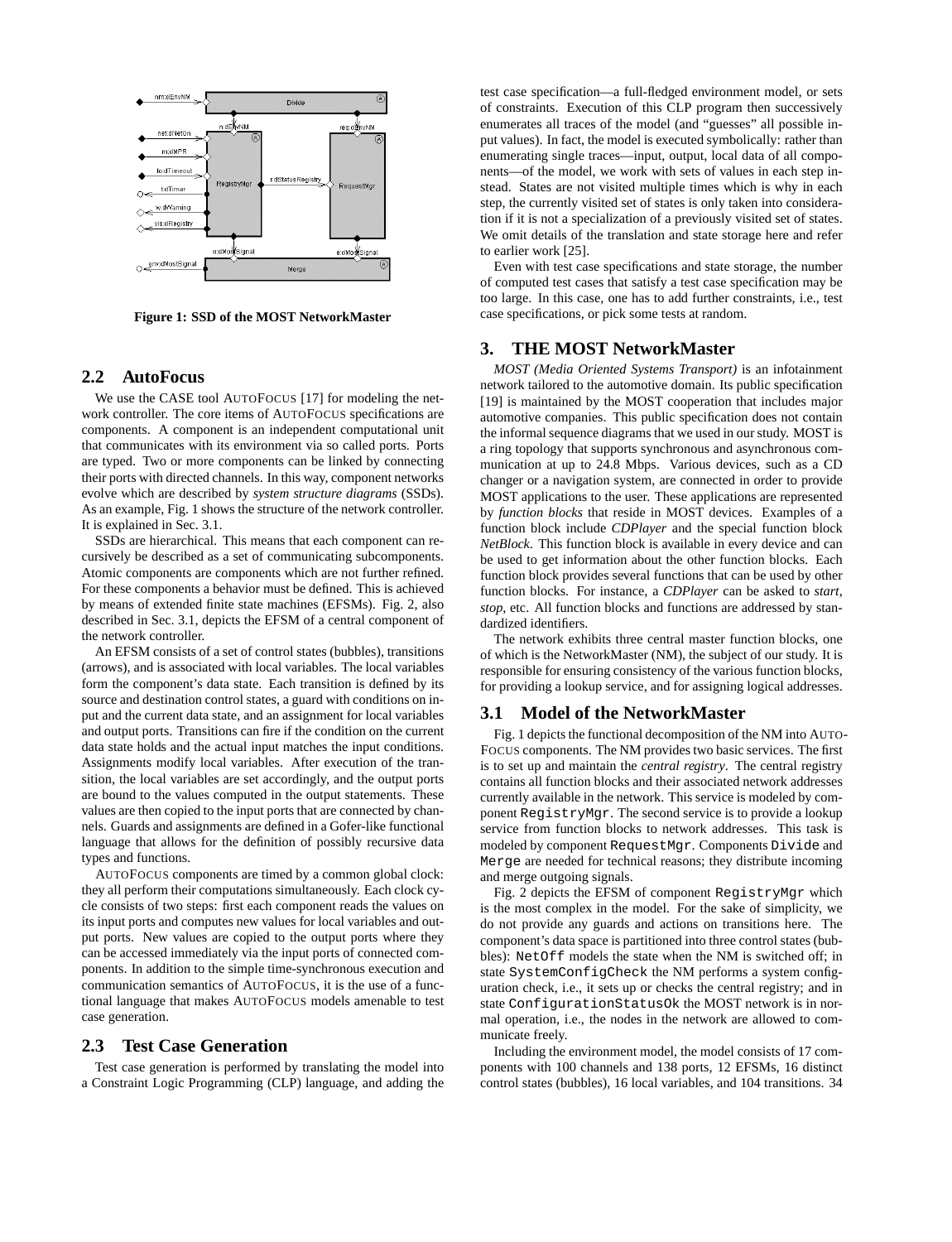Figure 1: SSD of the MOST NetworkMaster

## 2.2 AutoFocus

We use the CASE tool AUTOFOCUS [17] for modeling the network controller. The core items of AUTOFOCUS specifications are components. A component is an independent computational unit that communicates with its environment via so called ports. Ports are typed. Two or more components can be linked by connecting their ports with directed channels. In this way, component networks evolve which are described by *system structure diagrams* (SSDs). As an example, Fig. 1 shows the structure of the network controller. It is explained in Sec. 3.1.

SSDs are hierarchical. This means that each component can recursively be described as a set of communicating subcomponents. Atomic components are components which are not further refined. For these components a behavior must be defined. This is achieved by means of extended finite state machines (EFSMs). Fig. 2, also described in Sec. 3.1, depicts the EFSM of a central component of the network controller.

An EFSM consists of a set of control states (bubbles), transitions (arrows), and is associated with local variables. The local variables form the component's data state. Each transition is defined by its source and destination control states, a guard with conditions on input and the current data state, and an assignment for local variables and output ports. Transitions can fire if the condition on the current data state holds and the actual input matches the input conditions. Assignments modify local variables. After execution of the transition, the local variables are set accordingly, and the output ports are bound to the values computed in the output statements. These values are then copied to the input ports that are connected by channels. Guards and assignments are defined in a Gofer-like functional language that allows for the definition of possibly recursive data types and functions.

AUTOFOCUS components are timed by a common global clock: they all perform their computations simultaneously. Each clock cycle consists of two steps: first each component reads the values on its input ports and computes new values for local variables and output ports. New values are copied to the output ports where they can be accessed immediately via the input ports of connected components. In addition to the simple time-synchronous execution and communication semantics of AUTOFOCUS, it is the use of a functional language that makes AUTOFOCUS models amenable to test case generation.

## 2.3 Test Case Generation

Test case generation is performed by translating the model into a Constraint Logic Programming (CLP) language, and adding the test case specification—a full-fledged environment model, or sets of constraints. Execution of this CLP program then successively enumerates all traces of the model (and "guesses" all possible input values). In fact, the model is executed symbolically: rather than enumerating single traces—input, output, local data of all components—of the model, we work with sets of values in each step instead. States are not visited multiple times which is why in each step, the currently visited set of states is only taken into consideration if it is not a specialization of a previously visited set of states. We omit details of the translation and state storage here and refer to earlier work [25].

Even with test case specifications and state storage, the number of computed test cases that satisfy a test case specification may be too large. In this case, one has to add further constraints, i.e., test case specifications, or pick some tests at random.

# 3. THE MOST NetworkMaster

*MOST (Media Oriented Systems Transport)* is an infotainment network tailored to the automotive domain. Its public specification [19] is maintained by the MOST cooperation that includes major automotive companies. This public specification does not contain the informal sequence diagrams that we used in our study. MOST is a ring topology that supports synchronous and asynchronous communication at up to 24.8 Mbps. Various devices, such as a CD changer or a navigation system, are connected in order to provide MOST applications to the user. These applications are represented by *function blocks* that reside in MOST devices. Examples of a function block include *CDPlayer* and the special function block *NetBlock*. This function block is available in every device and can be used to get information about the other function blocks. Each function block provides several functions that can be used by other function blocks. For instance, a *CDPlayer* can be asked to *start*, *stop*, etc. All function blocks and functions are addressed by standardized identifiers.

The network exhibits three central master function blocks, one of which is the NetworkMaster (NM), the subject of our study. It is responsible for ensuring consistency of the various function blocks, for providing a lookup service, and for assigning logical addresses.

## 3.1 Model of the NetworkMaster

Fig. 1 depicts the functional decomposition of the NM into AUTOFOCUS components. The NM provides two basic services. The first is to set up and maintain the *central registry*. The central registry contains all function blocks and their associated network addresses currently available in the network. This service is modeled by component `RegistryMgr`. The second service is to provide a lookup service from function blocks to network addresses. This task is modeled by component `RequestMgr`. Components `Divide` and `Merge` are needed for technical reasons; they distribute incoming and merge outgoing signals.

Fig. 2 depicts the EFSM of component `RegistryMgr` which is the most complex in the model. For the sake of simplicity, we do not provide any guards and actions on transitions here. The component's data space is partitioned into three control states (bubbles): `NetOff` models the state when the NM is switched off; in state `SystemConfigCheck` the NM performs a system configuration check, i.e., it sets up or checks the central registry; and in state `ConfigurationStatusOk` the MOST network is in normal operation, i.e., the nodes in the network are allowed to communicate freely.

Including the environment model, the model consists of 17 components with 100 channels and 138 ports, 12 EFSMs, 16 distinct control states (bubbles), 16 local variables, and 104 transitions. 34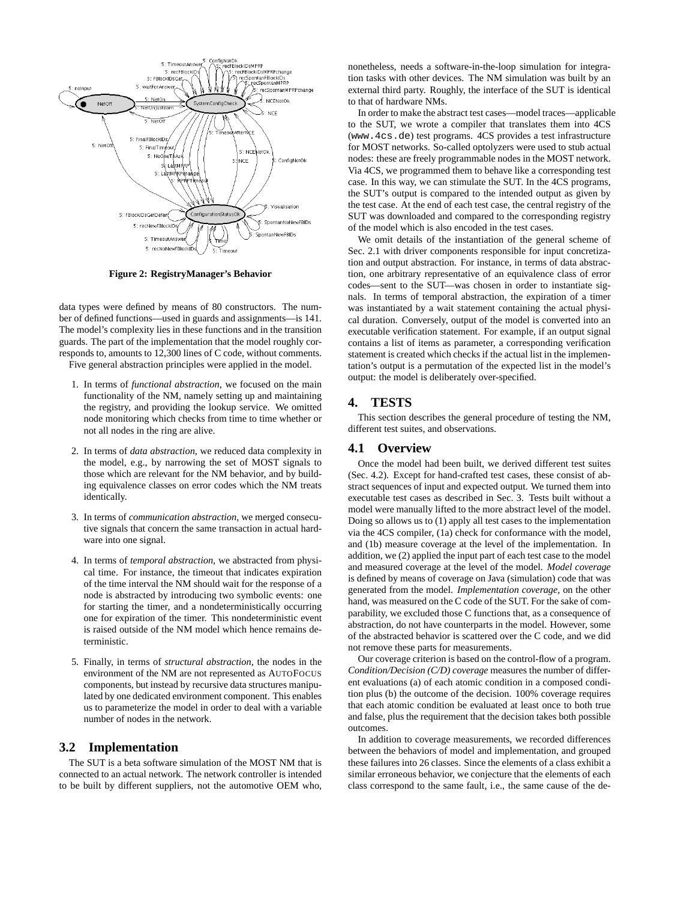Figure 2: RegistryManager's Behavior

data types were defined by means of 80 constructors. The number of defined functions—used in guards and assignments—is 141. The model's complexity lies in these functions and in the transition guards. The part of the implementation that the model roughly corresponds to, amounts to 12,300 lines of C code, without comments.

Five general abstraction principles were applied in the model.

1. In terms of *functional abstraction*, we focused on the main functionality of the NM, namely setting up and maintaining the registry, and providing the lookup service. We omitted node monitoring which checks from time to time whether or not all nodes in the ring are alive.

2. In terms of *data abstraction*, we reduced data complexity in the model, e.g., by narrowing the set of MOST signals to those which are relevant for the NM behavior, and by building equivalence classes on error codes which the NM treats identically.

3. In terms of *communication abstraction*, we merged consecutive signals that concern the same transaction in actual hardware into one signal.

4. In terms of *temporal abstraction*, we abstracted from physical time. For instance, the timeout that indicates expiration of the time interval the NM should wait for the response of a node is abstracted by introducing two symbolic events: one for starting the timer, and a nondeterministically occurring one for expiration of the timer. This nondeterministic event is raised outside of the NM model which hence remains deterministic.

5. Finally, in terms of *structural abstraction*, the nodes in the environment of the NM are not represented as AUTOFOCUS components, but instead by recursive data structures manipulated by one dedicated environment component. This enables us to parameterize the model in order to deal with a variable number of nodes in the network.

## 3.2 Implementation

The SUT is a beta software simulation of the MOST NM that is connected to an actual network. The network controller is intended to be built by different suppliers, not the automotive OEM who, nonetheless, needs a software-in-the-loop simulation for integration tasks with other devices. The NM simulation was built by an external third party. Roughly, the interface of the SUT is identical to that of hardware NMs.

In order to make the abstract test cases—model traces—applicable to the SUT, we wrote a compiler that translates them into 4CS (`www.4cs.de`) test programs. 4CS provides a test infrastructure for MOST networks. So-called optolyzers were used to stub actual nodes: these are freely programmable nodes in the MOST network. Via 4CS, we programmed them to behave like a corresponding test case. In this way, we can stimulate the SUT. In the 4CS programs, the SUT's output is compared to the intended output as given by the test case. At the end of each test case, the central registry of the SUT was downloaded and compared to the corresponding registry of the model which is also encoded in the test cases.

We omit details of the instantiation of the general scheme of Sec. 2.1 with driver components responsible for input concretization and output abstraction. For instance, in terms of data abstraction, one arbitrary representative of an equivalence class of error codes—sent to the SUT—was chosen in order to instantiate signals. In terms of temporal abstraction, the expiration of a timer was instantiated by a wait statement containing the actual physical duration. Conversely, output of the model is converted into an executable verification statement. For example, if an output signal contains a list of items as parameter, a corresponding verification statement is created which checks if the actual list in the implementation's output is a permutation of the expected list in the model's output: the model is deliberately over-specified.

# 4. TESTS

This section describes the general procedure of testing the NM, different test suites, and observations.

## 4.1 Overview

Once the model had been built, we derived different test suites (Sec. 4.2). Except for hand-crafted test cases, these consist of abstract sequences of input and expected output. We turned them into executable test cases as described in Sec. 3. Tests built without a model were manually lifted to the more abstract level of the model. Doing so allows us to (1) apply all test cases to the implementation via the 4CS compiler, (1a) check for conformance with the model, and (1b) measure coverage at the level of the implementation. In addition, we (2) applied the input part of each test case to the model and measured coverage at the level of the model. *Model coverage* is defined by means of coverage on Java (simulation) code that was generated from the model. *Implementation coverage*, on the other hand, was measured on the C code of the SUT. For the sake of comparability, we excluded those C functions that, as a consequence of abstraction, do not have counterparts in the model. However, some of the abstracted behavior is scattered over the C code, and we did not remove these parts for measurements.

Our coverage criterion is based on the control-flow of a program. *Condition/Decision (C/D) coverage* measures the number of different evaluations (a) of each atomic condition in a composed condition plus (b) the outcome of the decision. 100% coverage requires that each atomic condition be evaluated at least once to both true and false, plus the requirement that the decision takes both possible outcomes.

In addition to coverage measurements, we recorded differences between the behaviors of model and implementation, and grouped these failures into 26 classes. Since the elements of a class exhibit a similar erroneous behavior, we conjecture that the elements of each class correspond to the same fault, i.e., the same cause of the de-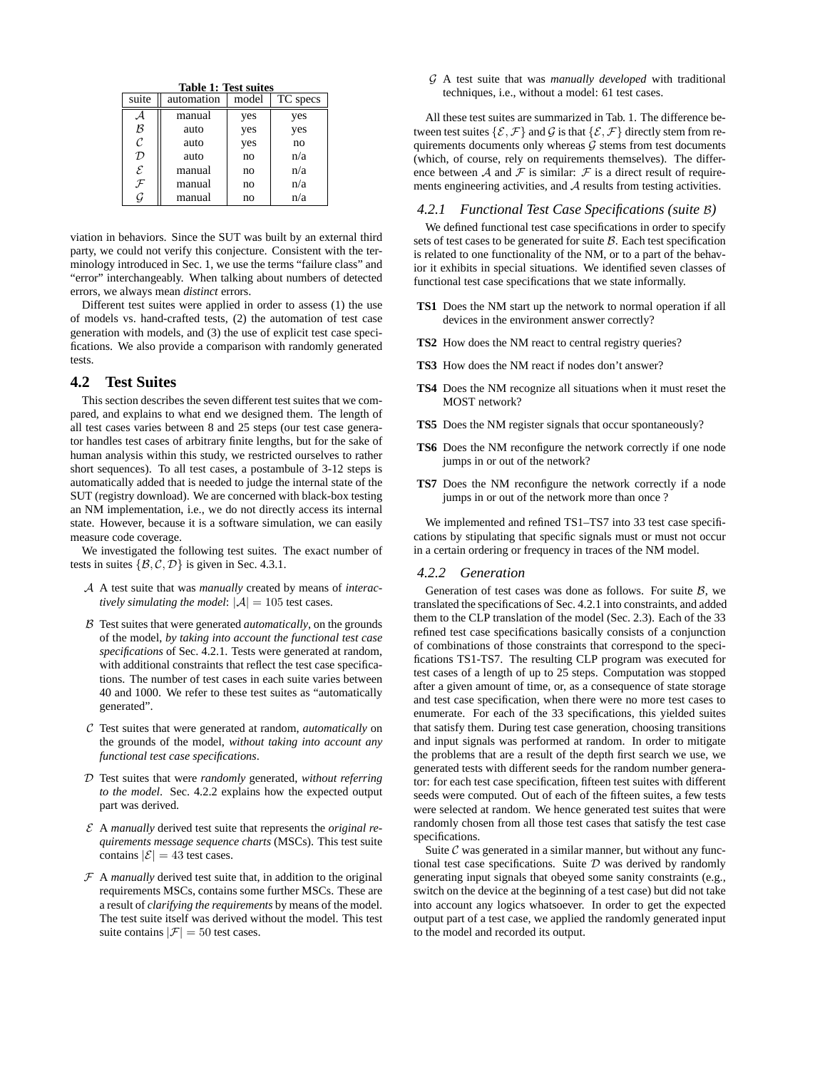**Table 1: Test suites**

| suite | automation | model | TC specs |
|---|---|---|---|
| $\mathcal{A}$ | manual | yes | yes |
| $\mathcal{B}$ | auto | yes | yes |
| $\mathcal{C}$ | auto | yes | no |
| $\mathcal{D}$ | auto | no | n/a |
| $\mathcal{E}$ | manual | no | n/a |
| $\mathcal{F}$ | manual | no | n/a |
| $\mathcal{G}$ | manual | no | n/a |

viation in behaviors. Since the SUT was built by an external third party, we could not verify this conjecture. Consistent with the terminology introduced in Sec. 1, we use the terms "failure class" and "error" interchangeably. When talking about numbers of detected errors, we always mean *distinct* errors.

Different test suites were applied in order to assess (1) the use of models vs. hand-crafted tests, (2) the automation of test case generation with models, and (3) the use of explicit test case specifications. We also provide a comparison with randomly generated tests.

## 4.2 Test Suites

This section describes the seven different test suites that we compared, and explains to what end we designed them. The length of all test cases varies between 8 and 25 steps (our test case generator handles test cases of arbitrary finite lengths, but for the sake of human analysis within this study, we restricted ourselves to rather short sequences). To all test cases, a postamble of 3-12 steps is automatically added that is needed to judge the internal state of the SUT (registry download). We are concerned with black-box testing an NM implementation, i.e., we do not directly access its internal state. However, because it is a software simulation, we can easily measure code coverage.

We investigated the following test suites. The exact number of tests in suites $\{\mathcal{B}, \mathcal{C}, \mathcal{D}\}$ is given in Sec. 4.3.1.

- $\mathcal{A}$ A test suite that was *manually* created by means of *interactively simulating the model*: $|\mathcal{A}| = 105$ test cases.
- $\mathcal{B}$ Test suites that were generated *automatically*, on the grounds of the model, *by taking into account the functional test case specifications* of Sec. 4.2.1. Tests were generated at random, with additional constraints that reflect the test case specifications. The number of test cases in each suite varies between 40 and 1000. We refer to these test suites as "automatically generated".
- $\mathcal{C}$ Test suites that were generated at random, *automatically* on the grounds of the model, *without taking into account any functional test case specifications*.
- $\mathcal{D}$ Test suites that were *randomly* generated, *without referring to the model*. Sec. 4.2.2 explains how the expected output part was derived.
- $\mathcal{E}$ A *manually* derived test suite that represents the *original requirements message sequence charts* (MSCs). This test suite contains $|\mathcal{E}| = 43$ test cases.
- $\mathcal{F}$ A *manually* derived test suite that, in addition to the original requirements MSCs, contains some further MSCs. These are a result of *clarifying the requirements* by means of the model. The test suite itself was derived without the model. This test suite contains $|\mathcal{F}| = 50$ test cases.
- $\mathcal{G}$ A test suite that was *manually developed* with traditional techniques, i.e., without a model: 61 test cases.

All these test suites are summarized in Tab. 1. The difference between test suites $\{\mathcal{E}, \mathcal{F}\}$ and $\mathcal{G}$ is that $\{\mathcal{E}, \mathcal{F}\}$ directly stem from requirements documents only whereas $\mathcal{G}$ stems from test documents (which, of course, rely on requirements themselves). The difference between $\mathcal{A}$ and $\mathcal{F}$ is similar: $\mathcal{F}$ is a direct result of requirements engineering activities, and $\mathcal{A}$ results from testing activities.

### 4.2.1 Functional Test Case Specifications (suite $\mathcal{B}$)

We defined functional test case specifications in order to specify sets of test cases to be generated for suite $\mathcal{B}$. Each test specification is related to one functionality of the NM, or to a part of the behavior it exhibits in special situations. We identified seven classes of functional test case specifications that we state informally.

- **TS1** Does the NM start up the network to normal operation if all devices in the environment answer correctly?
- **TS2** How does the NM react to central registry queries?
- **TS3** How does the NM react if nodes don't answer?
- **TS4** Does the NM recognize all situations when it must reset the MOST network?
- **TS5** Does the NM register signals that occur spontaneously?
- **TS6** Does the NM reconfigure the network correctly if one node jumps in or out of the network?
- **TS7** Does the NM reconfigure the network correctly if a node jumps in or out of the network more than once ?

We implemented and refined TS1–TS7 into 33 test case specifications by stipulating that specific signals must or must not occur in a certain ordering or frequency in traces of the NM model.

### 4.2.2 Generation

Generation of test cases was done as follows. For suite $\mathcal{B}$, we translated the specifications of Sec. 4.2.1 into constraints, and added them to the CLP translation of the model (Sec. 2.3). Each of the 33 refined test case specifications basically consists of a conjunction of combinations of those constraints that correspond to the specifications TS1-TS7. The resulting CLP program was executed for test cases of a length of up to 25 steps. Computation was stopped after a given amount of time, or, as a consequence of state storage and test case specification, when there were no more test cases to enumerate. For each of the 33 specifications, this yielded suites that satisfy them. During test case generation, choosing transitions and input signals was performed at random. In order to mitigate the problems that are a result of the depth first search we use, we generated tests with different seeds for the random number generator: for each test case specification, fifteen test suites with different seeds were computed. Out of each of the fifteen suites, a few tests were selected at random. We hence generated test suites that were randomly chosen from all those test cases that satisfy the test case specifications.

Suite $\mathcal{C}$ was generated in a similar manner, but without any functional test case specifications. Suite $\mathcal{D}$ was derived by randomly generating input signals that obeyed some sanity constraints (e.g., switch on the device at the beginning of a test case) but did not take into account any logics whatsoever. In order to get the expected output part of a test case, we applied the randomly generated input to the model and recorded its output.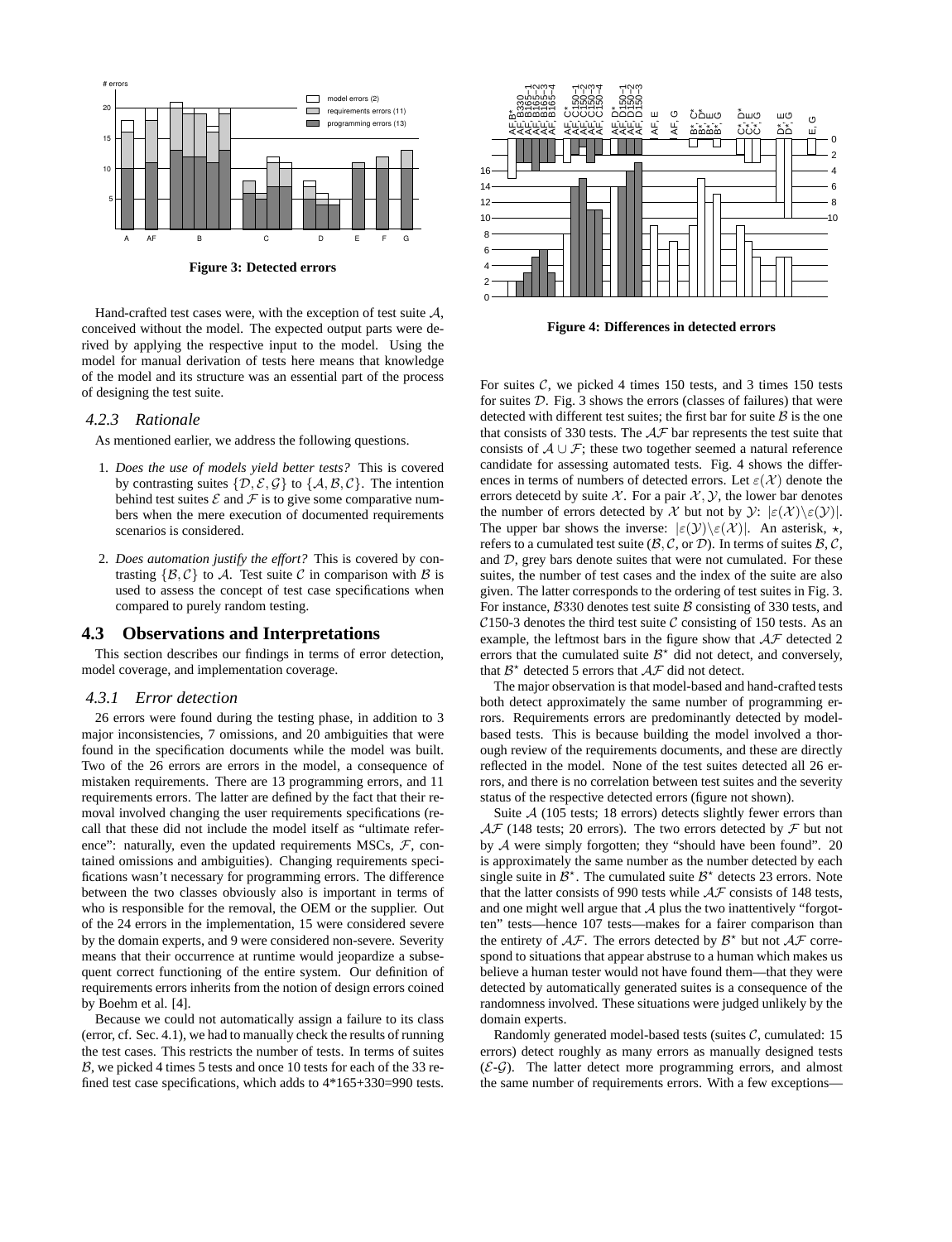**Figure 3: Detected errors**

Hand-crafted test cases were, with the exception of test suite $\mathcal{A}$, conceived without the model. The expected output parts were derived by applying the respective input to the model. Using the model for manual derivation of tests here means that knowledge of the model and its structure was an essential part of the process of designing the test suite.

### 4.2.3 Rationale

As mentioned earlier, we address the following questions.

1. *Does the use of models yield better tests?* This is covered by contrasting suites $\{\mathcal{D}, \mathcal{E}, \mathcal{G}\}$ to $\{\mathcal{A}, \mathcal{B}, \mathcal{C}\}$. The intention behind test suites $\mathcal{E}$ and $\mathcal{F}$ is to give some comparative numbers when the mere execution of documented requirements scenarios is considered.

2. *Does automation justify the effort?* This is covered by contrasting $\{\mathcal{B}, \mathcal{C}\}$ to $\mathcal{A}$. Test suite $\mathcal{C}$ in comparison with $\mathcal{B}$ is used to assess the concept of test case specifications when compared to purely random testing.

## 4.3 Observations and Interpretations

This section describes our findings in terms of error detection, model coverage, and implementation coverage.

### 4.3.1 Error detection

26 errors were found during the testing phase, in addition to 3 major inconsistencies, 7 omissions, and 20 ambiguities that were found in the specification documents while the model was built. Two of the 26 errors are errors in the model, a consequence of mistaken requirements. There are 13 programming errors, and 11 requirements errors. The latter are defined by the fact that their removal involved changing the user requirements specifications (recall that these did not include the model itself as "ultimate reference": naturally, even the updated requirements MSCs, $\mathcal{F}$, contained omissions and ambiguities). Changing requirements specifications wasn't necessary for programming errors. The difference between the two classes obviously also is important in terms of who is responsible for the removal, the OEM or the supplier. Out of the 24 errors in the implementation, 15 were considered severe by the domain experts, and 9 were considered non-severe. Severity means that their occurrence at runtime would jeopardize a subsequent correct functioning of the entire system. Our definition of requirements errors inherits from the notion of design errors coined by Boehm et al. [4].

Because we could not automatically assign a failure to its class (error, cf. Sec. 4.1), we had to manually check the results of running the test cases. This restricts the number of tests. In terms of suites $\mathcal{B}$, we picked 4 times 5 tests and once 10 tests for each of the 33 refined test case specifications, which adds to 4*165+330=990 tests.

**Figure 4: Differences in detected errors**

For suites $\mathcal{C}$, we picked 4 times 150 tests, and 3 times 150 tests for suites $\mathcal{D}$. Fig. 3 shows the errors (classes of failures) that were detected with different test suites; the first bar for suite $\mathcal{B}$ is the one that consists of 330 tests. The $\mathcal{AF}$ bar represents the test suite that consists of $\mathcal{A} \cup \mathcal{F}$; these two together seemed a natural reference candidate for assessing automated tests. Fig. 4 shows the differences in terms of numbers of detected errors. Let $\varepsilon(\mathcal{X})$ denote the errors detecetd by suite $\mathcal{X}$. For a pair $\mathcal{X}, \mathcal{Y}$, the lower bar denotes the number of errors detected by $\mathcal{X}$ but not by $\mathcal{Y}$: $|\varepsilon(\mathcal{X}) \backslash \varepsilon(\mathcal{Y})|$. The upper bar shows the inverse: $|\varepsilon(\mathcal{Y}) \backslash \varepsilon(\mathcal{X})|$. An asterisk, $\star$, refers to a cumulated test suite ($\mathcal{B}, \mathcal{C}$, or $\mathcal{D}$). In terms of suites $\mathcal{B}, \mathcal{C}$, and $\mathcal{D}$, grey bars denote suites that were not cumulated. For these suites, the number of test cases and the index of the suite are also given. The latter corresponds to the ordering of test suites in Fig. 3. For instance, $\mathcal{B}330$ denotes test suite $\mathcal{B}$ consisting of 330 tests, and $\mathcal{C}150$-3 denotes the third test suite $\mathcal{C}$ consisting of 150 tests. As an example, the leftmost bars in the figure show that $\mathcal{AF}$ detected 2 errors that the cumulated suite $\mathcal{B}^\star$ did not detect, and conversely, that $\mathcal{B}^\star$ detected 5 errors that $\mathcal{AF}$ did not detect.

The major observation is that model-based and hand-crafted tests both detect approximately the same number of programming errors. Requirements errors are predominantly detected by model-based tests. This is because building the model involved a thorough review of the requirements documents, and these are directly reflected in the model. None of the test suites detected all 26 errors, and there is no correlation between test suites and the severity status of the respective detected errors (figure not shown).

Suite $\mathcal{A}$ (105 tests; 18 errors) detects slightly fewer errors than $\mathcal{AF}$ (148 tests; 20 errors). The two errors detected by $\mathcal{F}$ but not by $\mathcal{A}$ were simply forgotten; they "should have been found". 20 is approximately the same number as the number detected by each single suite in $\mathcal{B}^\star$. The cumulated suite $\mathcal{B}^\star$ detects 23 errors. Note that the latter consists of 990 tests while $\mathcal{AF}$ consists of 148 tests, and one might well argue that $\mathcal{A}$ plus the two inattentively "forgotten" tests—hence 107 tests—makes for a fairer comparison than the entirety of $\mathcal{AF}$. The errors detected by $\mathcal{B}^\star$ but not $\mathcal{AF}$ correspond to situations that appear abstruse to a human which makes us believe a human tester would not have found them—that they were detected by automatically generated suites is a consequence of the randomness involved. These situations were judged unlikely by the domain experts.

Randomly generated model-based tests (suites $\mathcal{C}$, cumulated: 15 errors) detect roughly as many errors as manually designed tests ($\mathcal{E}$-$\mathcal{G}$). The latter detect more programming errors, and almost the same number of requirements errors. With a few exceptions—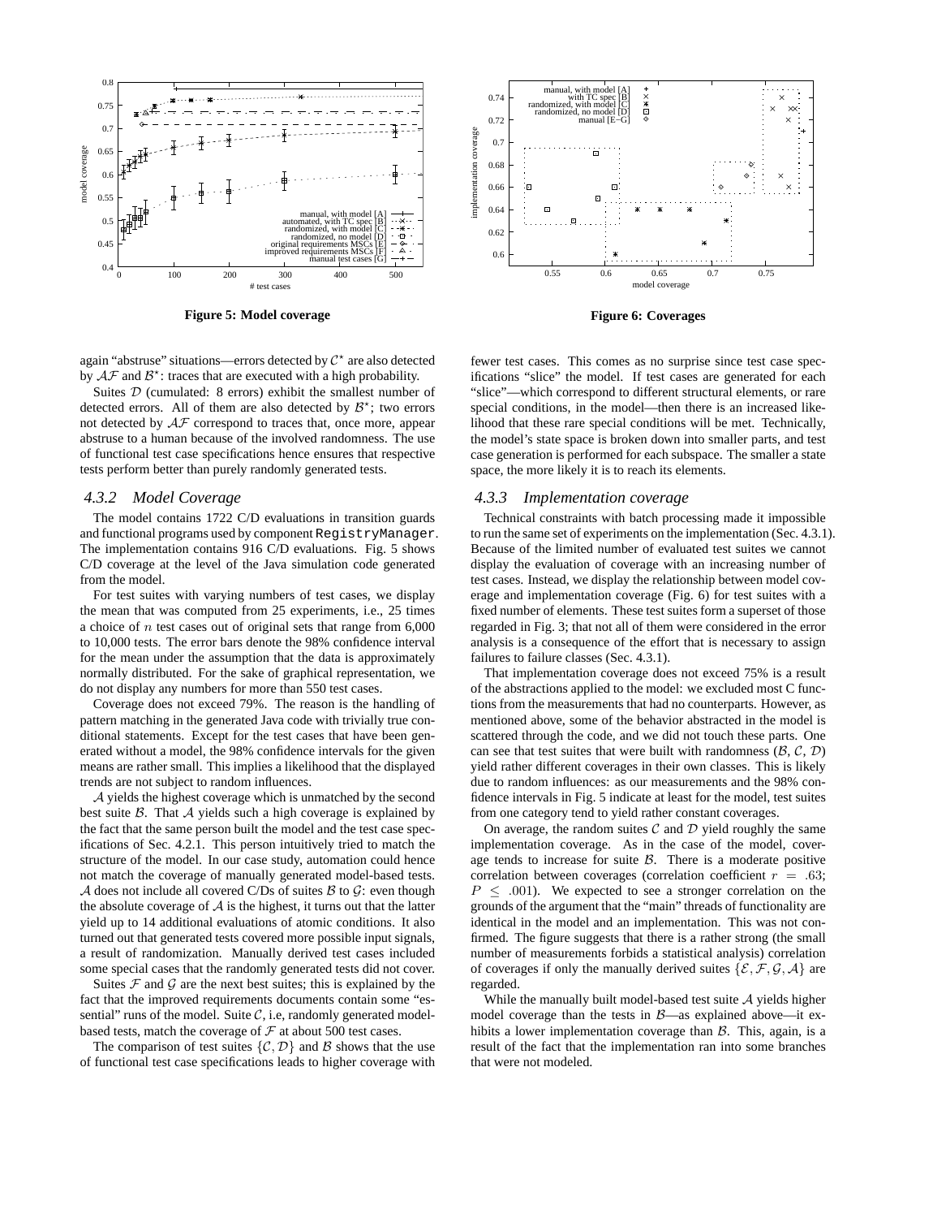**Figure 5: Model coverage**

**Figure 6: Coverages**

again "abstruse" situations—errors detected by $\mathcal{C}^\star$ are also detected by $\mathcal{AF}$ and $\mathcal{B}^\star$: traces that are executed with a high probability.

Suites $\mathcal{D}$ (cumulated: 8 errors) exhibit the smallest number of detected errors. All of them are also detected by $\mathcal{B}^\star$; two errors not detected by $\mathcal{AF}$ correspond to traces that, once more, appear abstruse to a human because of the involved randomness. The use of functional test case specifications hence ensures that respective tests perform better than purely randomly generated tests.

### 4.3.2 Model Coverage

The model contains 1722 C/D evaluations in transition guards and functional programs used by component `RegistryManager`. The implementation contains 916 C/D evaluations. Fig. 5 shows C/D coverage at the level of the Java simulation code generated from the model.

For test suites with varying numbers of test cases, we display the mean that was computed from 25 experiments, i.e., 25 times a choice of $n$ test cases out of original sets that range from 6,000 to 10,000 tests. The error bars denote the 98% confidence interval for the mean under the assumption that the data is approximately normally distributed. For the sake of graphical representation, we do not display any numbers for more than 550 test cases.

Coverage does not exceed 79%. The reason is the handling of pattern matching in the generated Java code with trivially true conditional statements. Except for the test cases that have been generated without a model, the 98% confidence intervals for the given means are rather small. This implies a likelihood that the displayed trends are not subject to random influences.

$\mathcal{A}$ yields the highest coverage which is unmatched by the second best suite $\mathcal{B}$. That $\mathcal{A}$ yields such a high coverage is explained by the fact that the same person built the model and the test case specifications of Sec. 4.2.1. This person intuitively tried to match the structure of the model. In our case study, automation could hence not match the coverage of manually generated model-based tests. $\mathcal{A}$ does not include all covered C/Ds of suites $\mathcal{B}$ to $\mathcal{G}$: even though the absolute coverage of $\mathcal{A}$ is the highest, it turns out that the latter yield up to 14 additional evaluations of atomic conditions. It also turned out that generated tests covered more possible input signals, a result of randomization. Manually derived test cases included some special cases that the randomly generated tests did not cover.

Suites $\mathcal{F}$ and $\mathcal{G}$ are the next best suites; this is explained by the fact that the improved requirements documents contain some "essential" runs of the model. Suite $\mathcal{C}$, i.e, randomly generated model-based tests, match the coverage of $\mathcal{F}$ at about 500 test cases.

The comparison of test suites $\{\mathcal{C}, \mathcal{D}\}$ and $\mathcal{B}$ shows that the use of functional test case specifications leads to higher coverage with fewer test cases. This comes as no surprise since test case specifications "slice" the model. If test cases are generated for each "slice"—which correspond to different structural elements, or rare special conditions, in the model—then there is an increased likelihood that these rare special conditions will be met. Technically, the model's state space is broken down into smaller parts, and test case generation is performed for each subspace. The smaller a state space, the more likely it is to reach its elements.

### 4.3.3 Implementation coverage

Technical constraints with batch processing made it impossible to run the same set of experiments on the implementation (Sec. 4.3.1). Because of the limited number of evaluated test suites we cannot display the evaluation of coverage with an increasing number of test cases. Instead, we display the relationship between model coverage and implementation coverage (Fig. 6) for test suites with a fixed number of elements. These test suites form a superset of those regarded in Fig. 3; that not all of them were considered in the error analysis is a consequence of the effort that is necessary to assign failures to failure classes (Sec. 4.3.1).

That implementation coverage does not exceed 75% is a result of the abstractions applied to the model: we excluded most C functions from the measurements that had no counterparts. However, as mentioned above, some of the behavior abstracted in the model is scattered through the code, and we did not touch these parts. One can see that test suites that were built with randomness ($\mathcal{B}$, $\mathcal{C}$, $\mathcal{D}$) yield rather different coverages in their own classes. This is likely due to random influences: as our measurements and the 98% confidence intervals in Fig. 5 indicate at least for the model, test suites from one category tend to yield rather constant coverages.

On average, the random suites $\mathcal{C}$ and $\mathcal{D}$ yield roughly the same implementation coverage. As in the case of the model, coverage tends to increase for suite $\mathcal{B}$. There is a moderate positive correlation between coverages (correlation coefficient $r = .63$; $P \leq .001$). We expected to see a stronger correlation on the grounds of the argument that the "main" threads of functionality are identical in the model and an implementation. This was not confirmed. The figure suggests that there is a rather strong (the small number of measurements forbids a statistical analysis) correlation of coverages if only the manually derived suites $\{\mathcal{E}, \mathcal{F}, \mathcal{G}, \mathcal{A}\}$ are regarded.

While the manually built model-based test suite $\mathcal{A}$ yields higher model coverage than the tests in $\mathcal{B}$—as explained above—it exhibits a lower implementation coverage than $\mathcal{B}$. This, again, is a result of the fact that the implementation ran into some branches that were not modeled.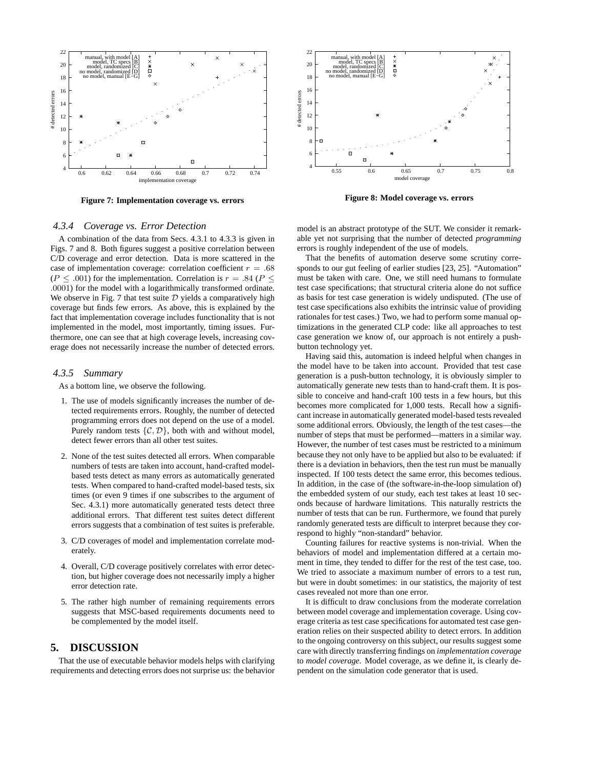22
20
18
16
14
12
10
8
6
4

manual, with model [A]
model, TC specs [B]
model, randomized [C]
no model, randomized [D]
no model, manual [E–G]

# detected errors

0.6 0.62 0.64 0.66 0.68 0.7 0.72 0.74

implementation coverage

**Figure 7: Implementation coverage vs. errors**

22
20
18
16
14
12
10
8
6
4

manual, with model [A]
model, TC specs [B]
model, randomized [C]
no model, randomized [D]
no model, manual [E–G]

# detected errors

0.55 0.6 0.65 0.7 0.75 0.8

model coverage

**Figure 8: Model coverage vs. errors**

### *4.3.4 Coverage vs. Error Detection*

A combination of the data from Secs. 4.3.1 to 4.3.3 is given in Figs. 7 and 8. Both figures suggest a positive correlation between C/D coverage and error detection. Data is more scattered in the case of implementation coverage: correlation coefficient $r = .68$ ($P \leq .001$) for the implementation. Correlation is $r = .84$ ($P \leq .0001$) for the model with a logarithmically transformed ordinate. We observe in Fig. 7 that test suite $\mathcal{D}$ yields a comparatively high coverage but finds few errors. As above, this is explained by the fact that implementation coverage includes functionality that is not implemented in the model, most importantly, timing issues. Furthermore, one can see that at high coverage levels, increasing coverage does not necessarily increase the number of detected errors.

### *4.3.5 Summary*

As a bottom line, we observe the following.

1. The use of models significantly increases the number of detected requirements errors. Roughly, the number of detected programming errors does not depend on the use of a model. Purely random tests $\{\mathcal{C}, \mathcal{D}\}$, both with and without model, detect fewer errors than all other test suites.
2. None of the test suites detected all errors. When comparable numbers of tests are taken into account, hand-crafted model-based tests detect as many errors as automatically generated tests. When compared to hand-crafted model-based tests, six times (or even 9 times if one subscribes to the argument of Sec. 4.3.1) more automatically generated tests detect three additional errors. That different test suites detect different errors suggests that a combination of test suites is preferable.
3. C/D coverages of model and implementation correlate moderately.
4. Overall, C/D coverage positively correlates with error detection, but higher coverage does not necessarily imply a higher error detection rate.
5. The rather high number of remaining requirements errors suggests that MSC-based requirements documents need to be complemented by the model itself.

## 5. DISCUSSION

That the use of executable behavior models helps with clarifying requirements and detecting errors does not surprise us: the behavior model is an abstract prototype of the SUT. We consider it remarkable yet not surprising that the number of detected *programming* errors is roughly independent of the use of models.

That the benefits of automation deserve some scrutiny corresponds to our gut feeling of earlier studies [23, 25]. "Automation" must be taken with care. One, we still need humans to formulate test case specifications; that structural criteria alone do not suffice as basis for test case generation is widely undisputed. (The use of test case specifications also exhibits the intrinsic value of providing rationales for test cases.) Two, we had to perform some manual optimizations in the generated CLP code: like all approaches to test case generation we know of, our approach is not entirely a push-button technology yet.

Having said this, automation is indeed helpful when changes in the model have to be taken into account. Provided that test case generation is a push-button technology, it is obviously simpler to automatically generate new tests than to hand-craft them. It is possible to conceive and hand-craft 100 tests in a few hours, but this becomes more complicated for 1,000 tests. Recall how a significant increase in automatically generated model-based tests revealed some additional errors. Obviously, the length of the test cases—the number of steps that must be performed—matters in a similar way. However, the number of test cases must be restricted to a minimum because they not only have to be applied but also to be evaluated: if there is a deviation in behaviors, then the test run must be manually inspected. If 100 tests detect the same error, this becomes tedious. In addition, in the case of (the software-in-the-loop simulation of) the embedded system of our study, each test takes at least 10 seconds because of hardware limitations. This naturally restricts the number of tests that can be run. Furthermore, we found that purely randomly generated tests are difficult to interpret because they correspond to highly "non-standard" behavior.

Counting failures for reactive systems is non-trivial. When the behaviors of model and implementation differed at a certain moment in time, they tended to differ for the rest of the test case, too. We tried to associate a maximum number of errors to a test run, but were in doubt sometimes: in our statistics, the majority of test cases revealed not more than one error.

It is difficult to draw conclusions from the moderate correlation between model coverage and implementation coverage. Using coverage criteria as test case specifications for automated test case generation relies on their suspected ability to detect errors. In addition to the ongoing controversy on this subject, our results suggest some care with directly transferring findings on *implementation coverage* to *model coverage*. Model coverage, as we define it, is clearly dependent on the simulation code generator that is used.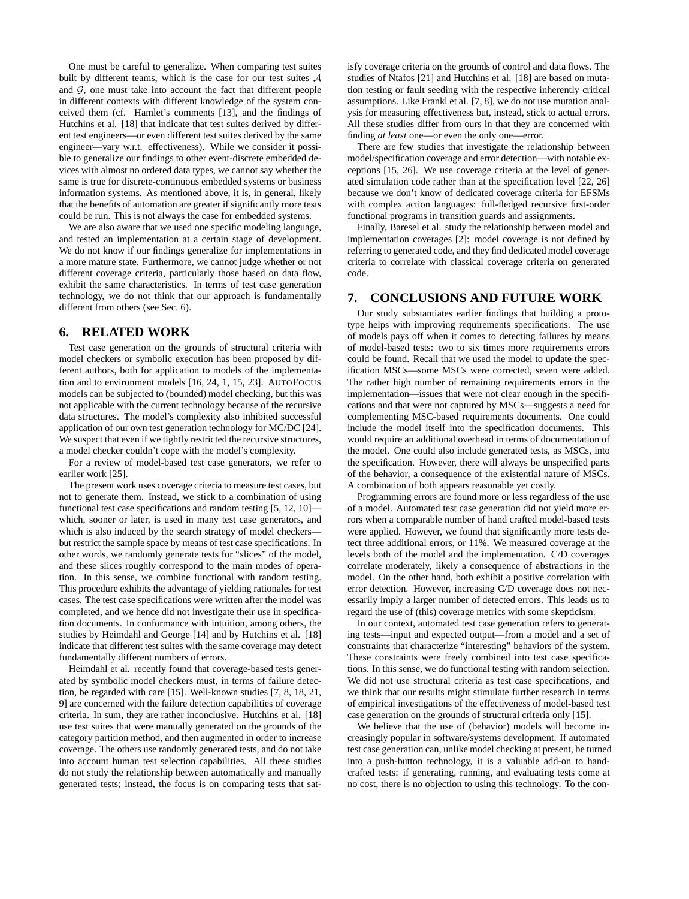One must be careful to generalize. When comparing test suites built by different teams, which is the case for our test suites $\mathcal{A}$ and $\mathcal{G}$, one must take into account the fact that different people in different contexts with different knowledge of the system conceived them (cf. Hamlet's comments [13], and the findings of Hutchins et al. [18] that indicate that test suites derived by different test engineers—or even different test suites derived by the same engineer—vary w.r.t. effectiveness). While we consider it possible to generalize our findings to other event-discrete embedded devices with almost no ordered data types, we cannot say whether the same is true for discrete-continuous embedded systems or business information systems. As mentioned above, it is, in general, likely that the benefits of automation are greater if significantly more tests could be run. This is not always the case for embedded systems.

We are also aware that we used one specific modeling language, and tested an implementation at a certain stage of development. We do not know if our findings generalize for implementations in a more mature state. Furthermore, we cannot judge whether or not different coverage criteria, particularly those based on data flow, exhibit the same characteristics. In terms of test case generation technology, we do not think that our approach is fundamentally different from others (see Sec. 6).

## 6. RELATED WORK

Test case generation on the grounds of structural criteria with model checkers or symbolic execution has been proposed by different authors, both for application to models of the implementation and to environment models [16, 24, 1, 15, 23]. AutoFocus models can be subjected to (bounded) model checking, but this was not applicable with the current technology because of the recursive data structures. The model's complexity also inhibited successful application of our own test generation technology for MC/DC [24]. We suspect that even if we tightly restricted the recursive structures, a model checker couldn't cope with the model's complexity.

For a review of model-based test case generators, we refer to earlier work [25].

The present work uses coverage criteria to measure test cases, but not to generate them. Instead, we stick to a combination of using functional test case specifications and random testing [5, 12, 10]—which, sooner or later, is used in many test case generators, and which is also induced by the search strategy of model checkers—but restrict the sample space by means of test case specifications. In other words, we randomly generate tests for "slices" of the model, and these slices roughly correspond to the main modes of operation. In this sense, we combine functional with random testing. This procedure exhibits the advantage of yielding rationales for test cases. The test case specifications were written after the model was completed, and we hence did not investigate their use in specification documents. In conformance with intuition, among others, the studies by Heimdahl and George [14] and by Hutchins et al. [18] indicate that different test suites with the same coverage may detect fundamentally different numbers of errors.

Heimdahl et al. recently found that coverage-based tests generated by symbolic model checkers must, in terms of failure detection, be regarded with care [15]. Well-known studies [7, 8, 18, 21, 9] are concerned with the failure detection capabilities of coverage criteria. In sum, they are rather inconclusive. Hutchins et al. [18] use test suites that were manually generated on the grounds of the category partition method, and then augmented in order to increase coverage. The others use randomly generated tests, and do not take into account human test selection capabilities. All these studies do not study the relationship between automatically and manually generated tests; instead, the focus is on comparing tests that satisfy coverage criteria on the grounds of control and data flows. The studies of Ntafos [21] and Hutchins et al. [18] are based on mutation testing or fault seeding with the respective inherently critical assumptions. Like Frankl et al. [7, 8], we do not use mutation analysis for measuring effectiveness but, instead, stick to actual errors. All these studies differ from ours in that they are concerned with finding *at least* one—or even the only one—error.

There are few studies that investigate the relationship between model/specification coverage and error detection—with notable exceptions [15, 26]. We use coverage criteria at the level of generated simulation code rather than at the specification level [22, 26] because we don't know of dedicated coverage criteria for EFSMs with complex action languages: full-fledged recursive first-order functional programs in transition guards and assignments.

Finally, Baresel et al. study the relationship between model and implementation coverages [2]: model coverage is not defined by referring to generated code, and they find dedicated model coverage criteria to correlate with classical coverage criteria on generated code.

## 7. CONCLUSIONS AND FUTURE WORK

Our study substantiates earlier findings that building a prototype helps with improving requirements specifications. The use of models pays off when it comes to detecting failures by means of model-based tests: two to six times more requirements errors could be found. Recall that we used the model to update the specification MSCs—some MSCs were corrected, seven were added. The rather high number of remaining requirements errors in the implementation—issues that were not clear enough in the specifications and that were not captured by MSCs—suggests a need for complementing MSC-based requirements documents. One could include the model itself into the specification documents. This would require an additional overhead in terms of documentation of the model. One could also include generated tests, as MSCs, into the specification. However, there will always be unspecified parts of the behavior, a consequence of the existential nature of MSCs. A combination of both appears reasonable yet costly.

Programming errors are found more or less regardless of the use of a model. Automated test case generation did not yield more errors when a comparable number of hand crafted model-based tests were applied. However, we found that significantly more tests detect three additional errors, or 11%. We measured coverage at the levels both of the model and the implementation. C/D coverages correlate moderately, likely a consequence of abstractions in the model. On the other hand, both exhibit a positive correlation with error detection. However, increasing C/D coverage does not necessarily imply a larger number of detected errors. This leads us to regard the use of (this) coverage metrics with some skepticism.

In our context, automated test case generation refers to generating tests—input and expected output—from a model and a set of constraints that characterize "interesting" behaviors of the system. These constraints were freely combined into test case specifications. In this sense, we do functional testing with random selection. We did not use structural criteria as test case specifications, and we think that our results might stimulate further research in terms of empirical investigations of the effectiveness of model-based test case generation on the grounds of structural criteria only [15].

We believe that the use of (behavior) models will become increasingly popular in software/systems development. If automated test case generation can, unlike model checking at present, be turned into a push-button technology, it is a valuable add-on to handcrafted tests: if generating, running, and evaluating tests come at no cost, there is no objection to using this technology. To the con-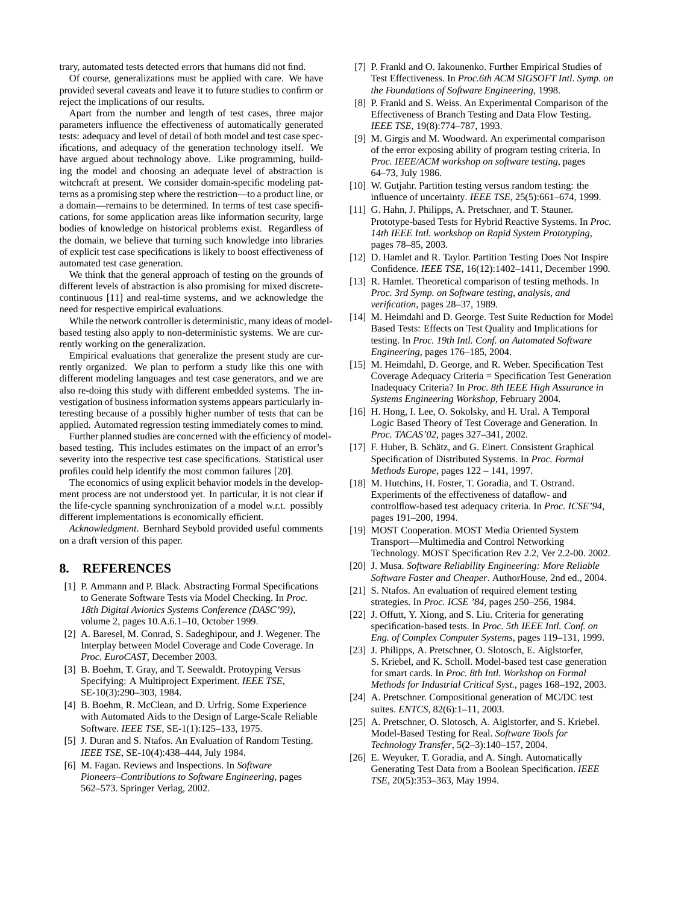trary, automated tests detected errors that humans did not find.

Of course, generalizations must be applied with care. We have provided several caveats and leave it to future studies to confirm or reject the implications of our results.

Apart from the number and length of test cases, three major parameters influence the effectiveness of automatically generated tests: adequacy and level of detail of both model and test case specifications, and adequacy of the generation technology itself. We have argued about technology above. Like programming, building the model and choosing an adequate level of abstraction is witchcraft at present. We consider domain-specific modeling patterns as a promising step where the restriction—to a product line, or a domain—remains to be determined. In terms of test case specifications, for some application areas like information security, large bodies of knowledge on historical problems exist. Regardless of the domain, we believe that turning such knowledge into libraries of explicit test case specifications is likely to boost effectiveness of automated test case generation.

We think that the general approach of testing on the grounds of different levels of abstraction is also promising for mixed discrete-continuous [11] and real-time systems, and we acknowledge the need for respective empirical evaluations.

While the network controller is deterministic, many ideas of model-based testing also apply to non-deterministic systems. We are currently working on the generalization.

Empirical evaluations that generalize the present study are currently organized. We plan to perform a study like this one with different modeling languages and test case generators, and we are also re-doing this study with different embedded systems. The investigation of business information systems appears particularly interesting because of a possibly higher number of tests that can be applied. Automated regression testing immediately comes to mind.

Further planned studies are concerned with the efficiency of model-based testing. This includes estimates on the impact of an error's severity into the respective test case specifications. Statistical user profiles could help identify the most common failures [20].

The economics of using explicit behavior models in the development process are not understood yet. In particular, it is not clear if the life-cycle spanning synchronization of a model w.r.t. possibly different implementations is economically efficient.

*Acknowledgment.* Bernhard Seybold provided useful comments on a draft version of this paper.

## 8. REFERENCES

[1] P. Ammann and P. Black. Abstracting Formal Specifications to Generate Software Tests via Model Checking. In *Proc. 18th Digital Avionics Systems Conference (DASC'99)*, volume 2, pages 10.A.6.1–10, October 1999.

[2] A. Baresel, M. Conrad, S. Sadeghipour, and J. Wegener. The Interplay between Model Coverage and Code Coverage. In *Proc. EuroCAST*, December 2003.

[3] B. Boehm, T. Gray, and T. Seewaldt. Protoyping Versus Specifying: A Multiproject Experiment. *IEEE TSE*, SE-10(3):290–303, 1984.

[4] B. Boehm, R. McClean, and D. Urfrig. Some Experience with Automated Aids to the Design of Large-Scale Reliable Software. *IEEE TSE*, SE-1(1):125–133, 1975.

[5] J. Duran and S. Ntafos. An Evaluation of Random Testing. *IEEE TSE*, SE-10(4):438–444, July 1984.

[6] M. Fagan. Reviews and Inspections. In *Software Pioneers–Contributions to Software Engineering*, pages 562–573. Springer Verlag, 2002.

[7] P. Frankl and O. Iakounenko. Further Empirical Studies of Test Effectiveness. In *Proc.6th ACM SIGSOFT Intl. Symp. on the Foundations of Software Engineering*, 1998.

[8] P. Frankl and S. Weiss. An Experimental Comparison of the Effectiveness of Branch Testing and Data Flow Testing. *IEEE TSE*, 19(8):774–787, 1993.

[9] M. Girgis and M. Woodward. An experimental comparison of the error exposing ability of program testing criteria. In *Proc. IEEE/ACM workshop on software testing*, pages 64–73, July 1986.

[10] W. Gutjahr. Partition testing versus random testing: the influence of uncertainty. *IEEE TSE*, 25(5):661–674, 1999.

[11] G. Hahn, J. Philipps, A. Pretschner, and T. Stauner. Prototype-based Tests for Hybrid Reactive Systems. In *Proc. 14th IEEE Intl. workshop on Rapid System Prototyping*, pages 78–85, 2003.

[12] D. Hamlet and R. Taylor. Partition Testing Does Not Inspire Confidence. *IEEE TSE*, 16(12):1402–1411, December 1990.

[13] R. Hamlet. Theoretical comparison of testing methods. In *Proc. 3rd Symp. on Software testing, analysis, and verification*, pages 28–37, 1989.

[14] M. Heimdahl and D. George. Test Suite Reduction for Model Based Tests: Effects on Test Quality and Implications for testing. In *Proc. 19th Intl. Conf. on Automated Software Engineering*, pages 176–185, 2004.

[15] M. Heimdahl, D. George, and R. Weber. Specification Test Coverage Adequacy Criteria = Specification Test Generation Inadequacy Criteria? In *Proc. 8th IEEE High Assurance in Systems Engineering Workshop*, February 2004.

[16] H. Hong, I. Lee, O. Sokolsky, and H. Ural. A Temporal Logic Based Theory of Test Coverage and Generation. In *Proc. TACAS'02*, pages 327–341, 2002.

[17] F. Huber, B. Schätz, and G. Einert. Consistent Graphical Specification of Distributed Systems. In *Proc. Formal Methods Europe*, pages 122 – 141, 1997.

[18] M. Hutchins, H. Foster, T. Goradia, and T. Ostrand. Experiments of the effectiveness of dataflow- and controlflow-based test adequacy criteria. In *Proc. ICSE'94*, pages 191–200, 1994.

[19] MOST Cooperation. MOST Media Oriented System Transport—Multimedia and Control Networking Technology. MOST Specification Rev 2.2, Ver 2.2-00. 2002.

[20] J. Musa. *Software Reliability Engineering: More Reliable Software Faster and Cheaper*. AuthorHouse, 2nd ed., 2004.

[21] S. Ntafos. An evaluation of required element testing strategies. In *Proc. ICSE '84*, pages 250–256, 1984.

[22] J. Offutt, Y. Xiong, and S. Liu. Criteria for generating specification-based tests. In *Proc. 5th IEEE Intl. Conf. on Eng. of Complex Computer Systems*, pages 119–131, 1999.

[23] J. Philipps, A. Pretschner, O. Slotosch, E. Aiglstorfer, S. Kriebel, and K. Scholl. Model-based test case generation for smart cards. In *Proc. 8th Intl. Workshop on Formal Methods for Industrial Critical Syst.*, pages 168–192, 2003.

[24] A. Pretschner. Compositional generation of MC/DC test suites. *ENTCS*, 82(6):1–11, 2003.

[25] A. Pretschner, O. Slotosch, E. Aiglstorfer, and S. Kriebel. Model-Based Testing for Real. *Software Tools for Technology Transfer*, 5(2–3):140–157, 2004.

[26] E. Weyuker, T. Goradia, and A. Singh. Automatically Generating Test Data from a Boolean Specification. *IEEE TSE*, 20(5):353–363, May 1994.